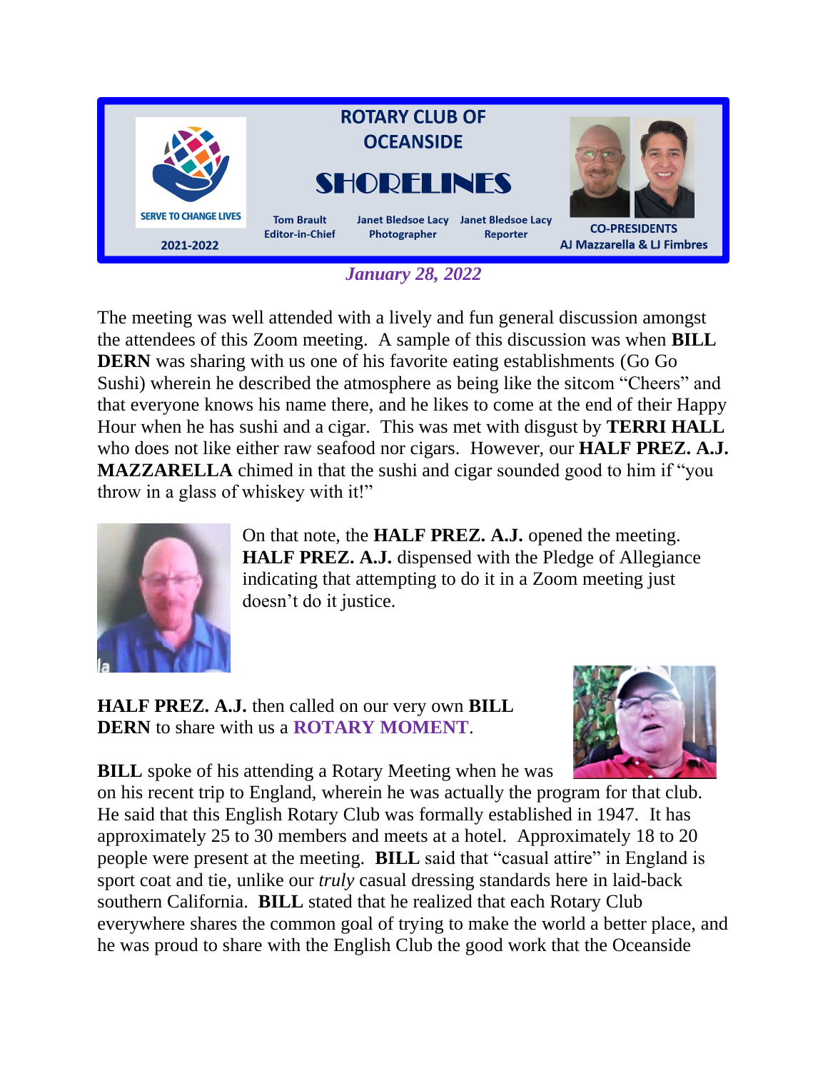# ROTARY CLUB OF OCEANSIDE

# SHORELINES

SERVE TO CHANGE LIVES

2021-2022

**Tom Brault** Editor-in-Chief | **Janet Bledsoe Lacy** Photographer | **Janet Bledsoe Lacy** Reporter

**CO-PRESIDENTS**
**AJ Mazzarella & LJ Fimbres**

*January 28, 2022*

The meeting was well attended with a lively and fun general discussion amongst the attendees of this Zoom meeting. A sample of this discussion was when **BILL DERN** was sharing with us one of his favorite eating establishments (Go Go Sushi) wherein he described the atmosphere as being like the sitcom "Cheers" and that everyone knows his name there, and he likes to come at the end of their Happy Hour when he has sushi and a cigar. This was met with disgust by **TERRI HALL** who does not like either raw seafood nor cigars. However, our **HALF PREZ. A.J. MAZZARELLA** chimed in that the sushi and cigar sounded good to him if "you throw in a glass of whiskey with it!"

On that note, the **HALF PREZ. A.J.** opened the meeting. **HALF PREZ. A.J.** dispensed with the Pledge of Allegiance indicating that attempting to do it in a Zoom meeting just doesn't do it justice.

**HALF PREZ. A.J.** then called on our very own **BILL DERN** to share with us a **ROTARY MOMENT**.

**BILL** spoke of his attending a Rotary Meeting when he was on his recent trip to England, wherein he was actually the program for that club. He said that this English Rotary Club was formally established in 1947. It has approximately 25 to 30 members and meets at a hotel. Approximately 18 to 20 people were present at the meeting. **BILL** said that "casual attire" in England is sport coat and tie, unlike our *truly* casual dressing standards here in laid-back southern California. **BILL** stated that he realized that each Rotary Club everywhere shares the common goal of trying to make the world a better place, and he was proud to share with the English Club the good work that the Oceanside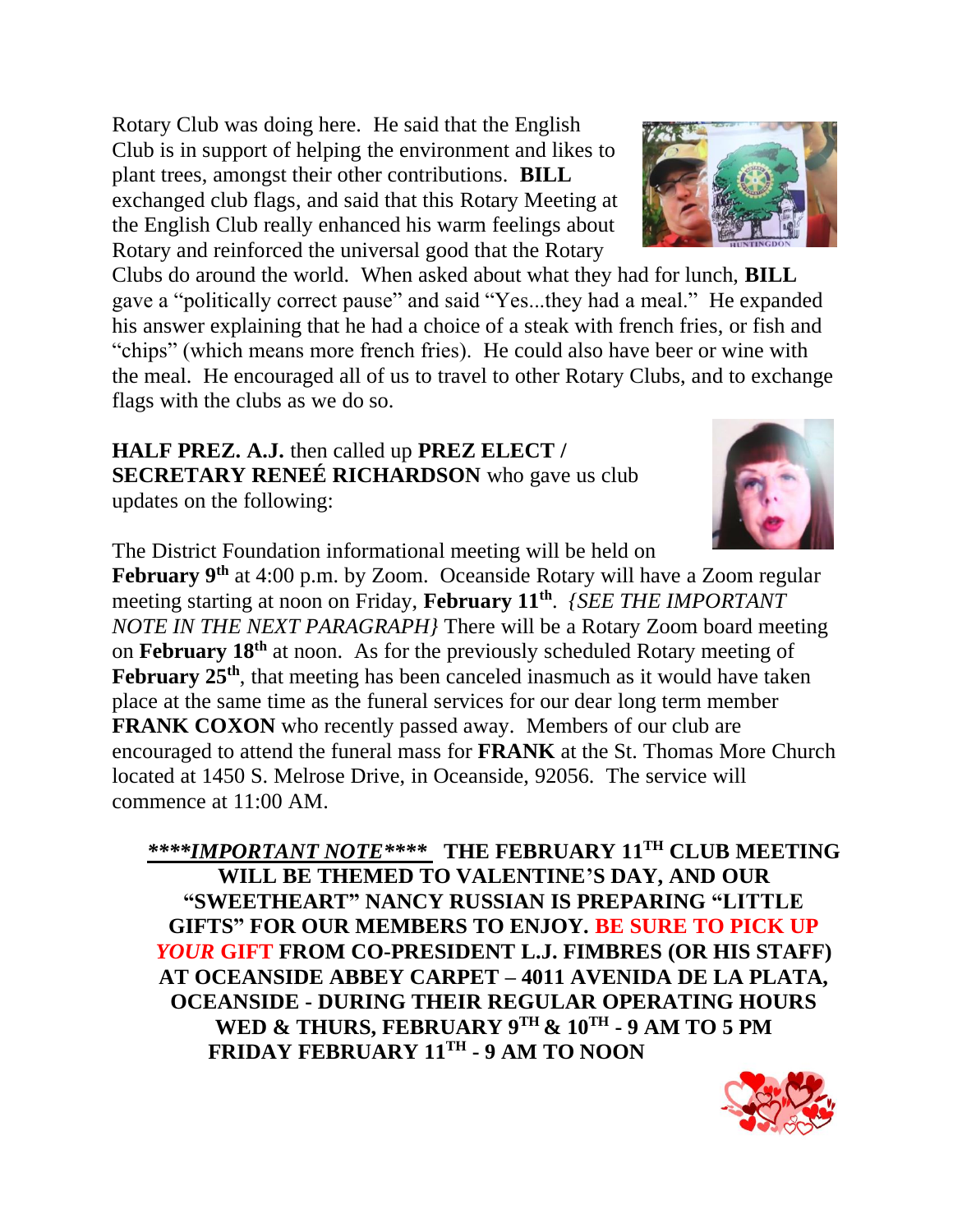Rotary Club was doing here. He said that the English Club is in support of helping the environment and likes to plant trees, amongst their other contributions. **BILL** exchanged club flags, and said that this Rotary Meeting at the English Club really enhanced his warm feelings about Rotary and reinforced the universal good that the Rotary Clubs do around the world. When asked about what they had for lunch, **BILL** gave a "politically correct pause" and said "Yes...they had a meal." He expanded his answer explaining that he had a choice of a steak with french fries, or fish and "chips" (which means more french fries). He could also have beer or wine with the meal. He encouraged all of us to travel to other Rotary Clubs, and to exchange flags with the clubs as we do so.

**HALF PREZ. A.J.** then called up **PREZ ELECT / SECRETARY RENEÉ RICHARDSON** who gave us club updates on the following:

The District Foundation informational meeting will be held on **February 9th** at 4:00 p.m. by Zoom. Oceanside Rotary will have a Zoom regular meeting starting at noon on Friday, **February 11th**. *{SEE THE IMPORTANT NOTE IN THE NEXT PARAGRAPH}* There will be a Rotary Zoom board meeting on **February 18th** at noon. As for the previously scheduled Rotary meeting of **February 25th**, that meeting has been canceled inasmuch as it would have taken place at the same time as the funeral services for our dear long term member **FRANK COXON** who recently passed away. Members of our club are encouraged to attend the funeral mass for **FRANK** at the St. Thomas More Church located at 1450 S. Melrose Drive, in Oceanside, 92056. The service will commence at 11:00 AM.

***\*\*\*\*IMPORTANT NOTE\*\*\*\**** **THE FEBRUARY 11TH CLUB MEETING WILL BE THEMED TO VALENTINE'S DAY, AND OUR "SWEETHEART" NANCY RUSSIAN IS PREPARING "LITTLE GIFTS" FOR OUR MEMBERS TO ENJOY. BE SURE TO PICK UP *YOUR* GIFT FROM CO-PRESIDENT L.J. FIMBRES (OR HIS STAFF) AT OCEANSIDE ABBEY CARPET – 4011 AVENIDA DE LA PLATA, OCEANSIDE - DURING THEIR REGULAR OPERATING HOURS WED & THURS, FEBRUARY 9TH & 10TH - 9 AM TO 5 PM FRIDAY FEBRUARY 11TH - 9 AM TO NOON**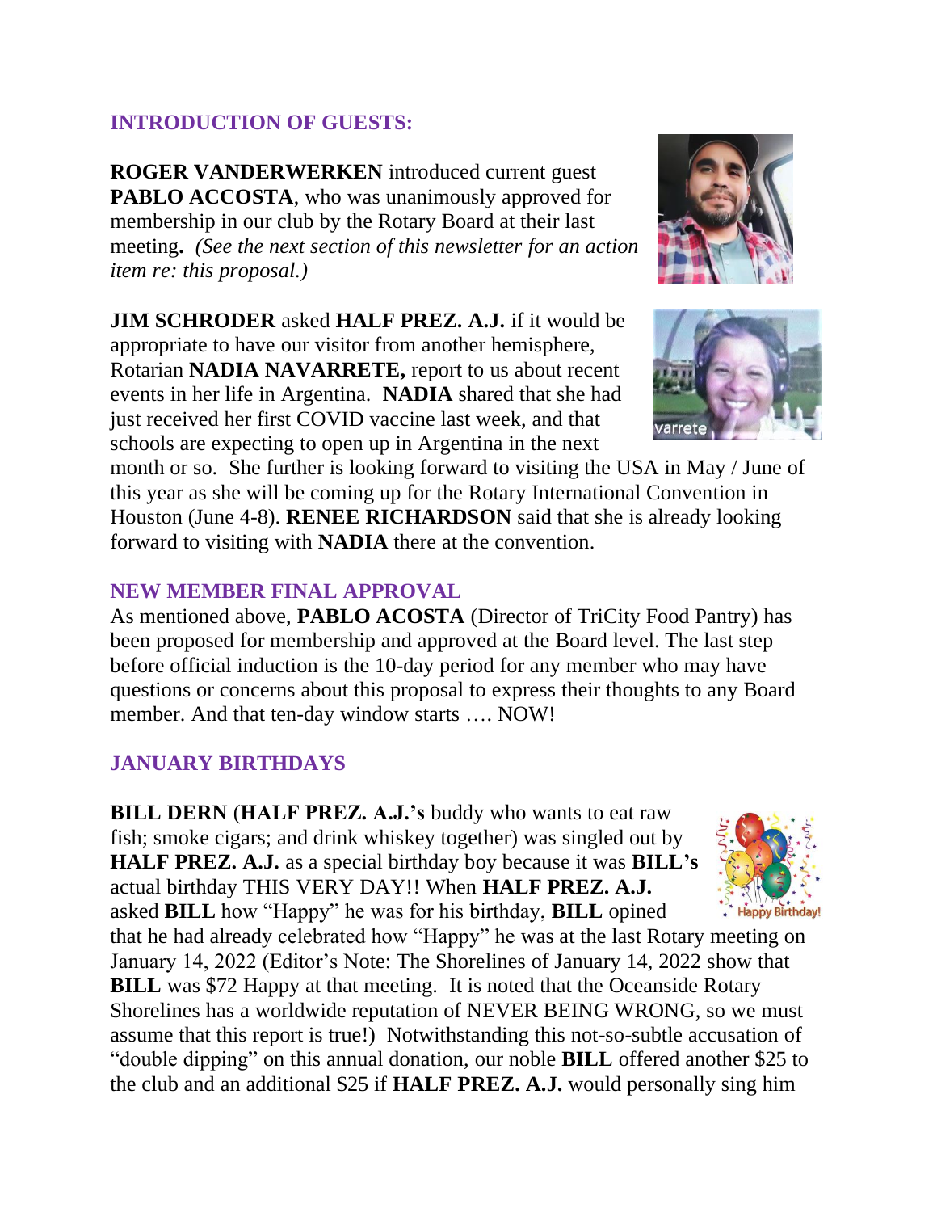## INTRODUCTION OF GUESTS:

**ROGER VANDERWERKEN** introduced current guest **PABLO ACCOSTA**, who was unanimously approved for membership in our club by the Rotary Board at their last meeting**.** *(See the next section of this newsletter for an action item re: this proposal.)*

**JIM SCHRODER** asked **HALF PREZ. A.J.** if it would be appropriate to have our visitor from another hemisphere, Rotarian **NADIA NAVARRETE,** report to us about recent events in her life in Argentina. **NADIA** shared that she had just received her first COVID vaccine last week, and that schools are expecting to open up in Argentina in the next month or so. She further is looking forward to visiting the USA in May / June of this year as she will be coming up for the Rotary International Convention in Houston (June 4-8). **RENEE RICHARDSON** said that she is already looking forward to visiting with **NADIA** there at the convention.

## NEW MEMBER FINAL APPROVAL

As mentioned above, **PABLO ACOSTA** (Director of TriCity Food Pantry) has been proposed for membership and approved at the Board level. The last step before official induction is the 10-day period for any member who may have questions or concerns about this proposal to express their thoughts to any Board member. And that ten-day window starts …. NOW!

## JANUARY BIRTHDAYS

**BILL DERN** (**HALF PREZ. A.J.'s** buddy who wants to eat raw fish; smoke cigars; and drink whiskey together) was singled out by **HALF PREZ. A.J.** as a special birthday boy because it was **BILL's** actual birthday THIS VERY DAY!! When **HALF PREZ. A.J.** asked **BILL** how "Happy" he was for his birthday, **BILL** opined that he had already celebrated how "Happy" he was at the last Rotary meeting on January 14, 2022 (Editor's Note: The Shorelines of January 14, 2022 show that **BILL** was $72 Happy at that meeting. It is noted that the Oceanside Rotary Shorelines has a worldwide reputation of NEVER BEING WRONG, so we must assume that this report is true!) Notwithstanding this not-so-subtle accusation of "double dipping" on this annual donation, our noble **BILL** offered another $25 to the club and an additional $25 if **HALF PREZ. A.J.** would personally sing him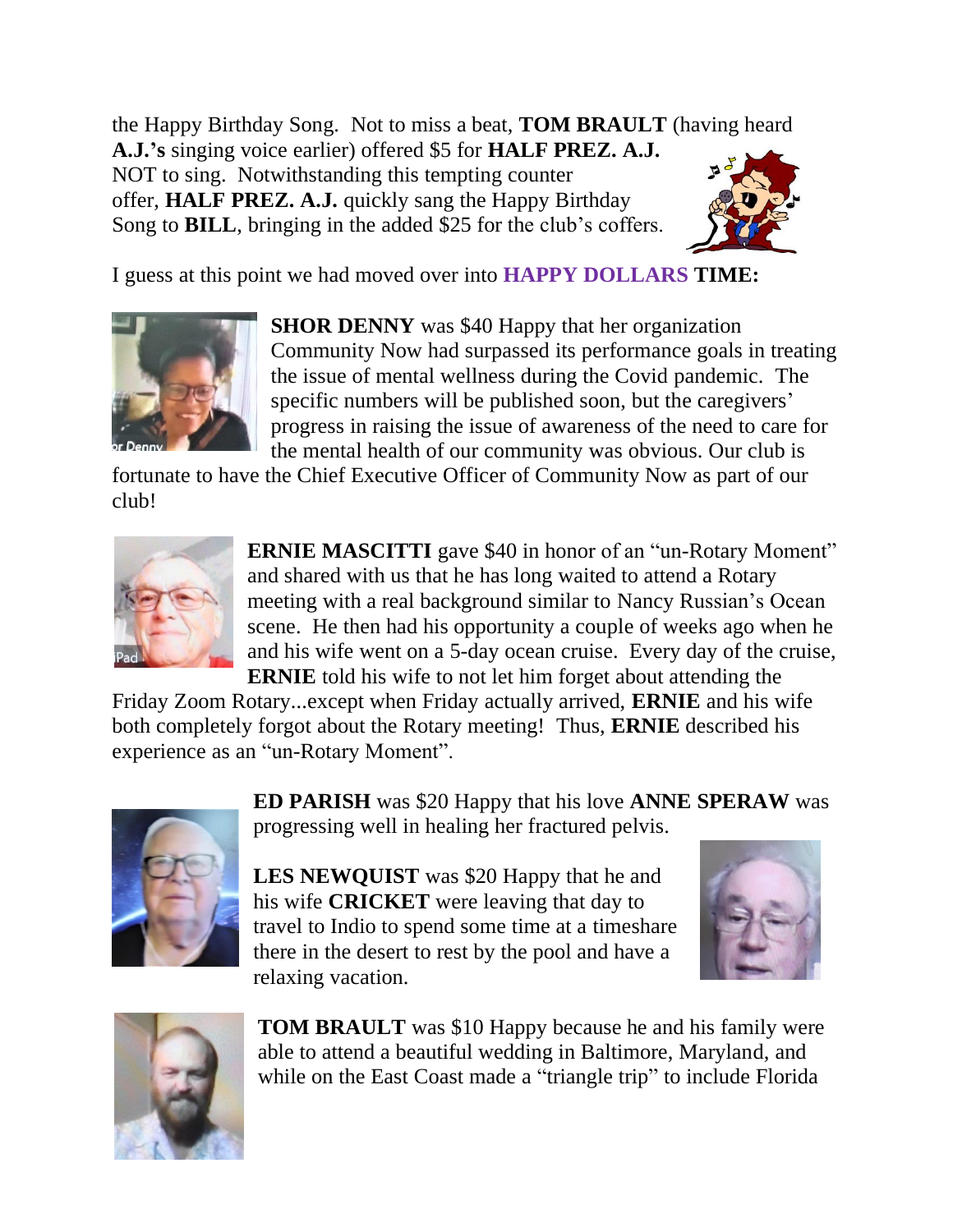the Happy Birthday Song. Not to miss a beat, **TOM BRAULT** (having heard **A.J.'s** singing voice earlier) offered $5 for **HALF PREZ. A.J.** NOT to sing. Notwithstanding this tempting counter offer, **HALF PREZ. A.J.** quickly sang the Happy Birthday Song to **BILL**, bringing in the added $25 for the club's coffers.

I guess at this point we had moved over into **HAPPY DOLLARS TIME:**

**SHOR DENNY** was $40 Happy that her organization Community Now had surpassed its performance goals in treating the issue of mental wellness during the Covid pandemic. The specific numbers will be published soon, but the caregivers' progress in raising the issue of awareness of the need to care for the mental health of our community was obvious. Our club is fortunate to have the Chief Executive Officer of Community Now as part of our club!

**ERNIE MASCITTI** gave $40 in honor of an "un-Rotary Moment" and shared with us that he has long waited to attend a Rotary meeting with a real background similar to Nancy Russian's Ocean scene. He then had his opportunity a couple of weeks ago when he and his wife went on a 5-day ocean cruise. Every day of the cruise, **ERNIE** told his wife to not let him forget about attending the Friday Zoom Rotary...except when Friday actually arrived, **ERNIE** and his wife both completely forgot about the Rotary meeting! Thus, **ERNIE** described his experience as an "un-Rotary Moment".

**ED PARISH** was $20 Happy that his love **ANNE SPERAW** was progressing well in healing her fractured pelvis.

**LES NEWQUIST** was $20 Happy that he and his wife **CRICKET** were leaving that day to travel to Indio to spend some time at a timeshare there in the desert to rest by the pool and have a relaxing vacation.

**TOM BRAULT** was $10 Happy because he and his family were able to attend a beautiful wedding in Baltimore, Maryland, and while on the East Coast made a "triangle trip" to include Florida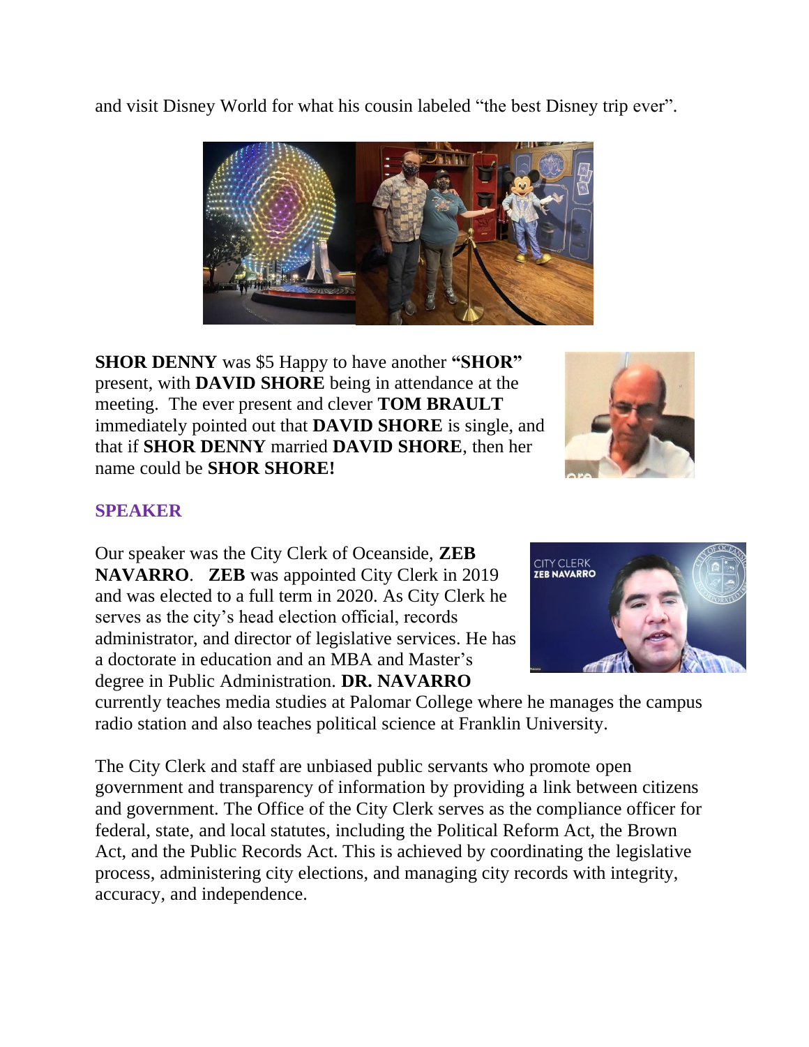and visit Disney World for what his cousin labeled “the best Disney trip ever”.

**SHOR DENNY** was $5 Happy to have another **“SHOR”** present, with **DAVID SHORE** being in attendance at the meeting. The ever present and clever **TOM BRAULT** immediately pointed out that **DAVID SHORE** is single, and that if **SHOR DENNY** married **DAVID SHORE**, then her name could be **SHOR SHORE!**

## SPEAKER

Our speaker was the City Clerk of Oceanside, **ZEB NAVARRO**. **ZEB** was appointed City Clerk in 2019 and was elected to a full term in 2020. As City Clerk he serves as the city’s head election official, records administrator, and director of legislative services. He has a doctorate in education and an MBA and Master’s degree in Public Administration. **DR. NAVARRO** currently teaches media studies at Palomar College where he manages the campus radio station and also teaches political science at Franklin University.

The City Clerk and staff are unbiased public servants who promote open government and transparency of information by providing a link between citizens and government. The Office of the City Clerk serves as the compliance officer for federal, state, and local statutes, including the Political Reform Act, the Brown Act, and the Public Records Act. This is achieved by coordinating the legislative process, administering city elections, and managing city records with integrity, accuracy, and independence.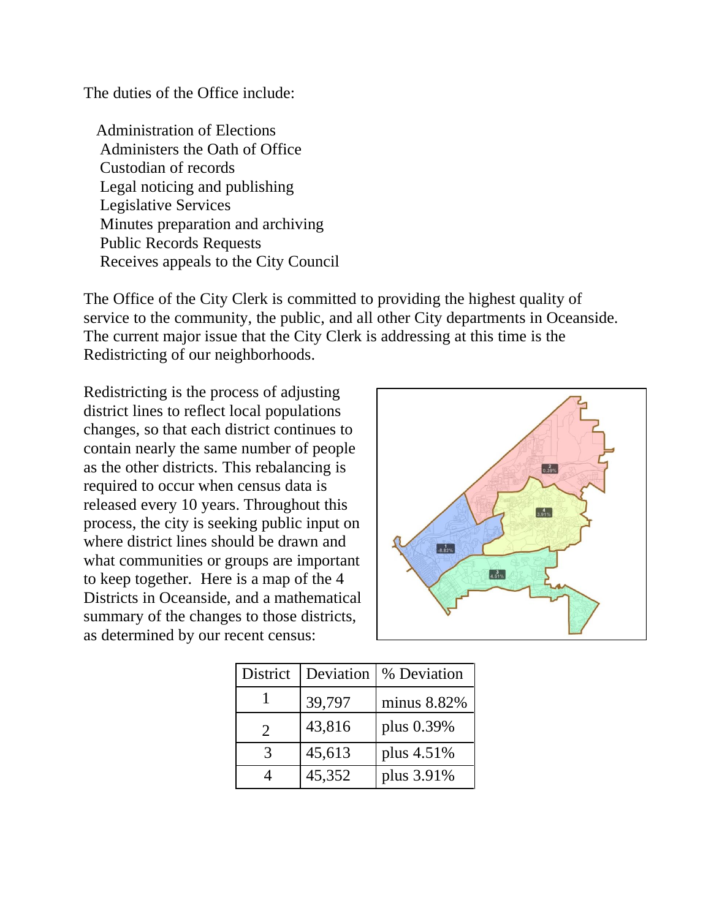The duties of the Office include:

- Administration of Elections
- Administers the Oath of Office
- Custodian of records
- Legal noticing and publishing
- Legislative Services
- Minutes preparation and archiving
- Public Records Requests
- Receives appeals to the City Council

The Office of the City Clerk is committed to providing the highest quality of service to the community, the public, and all other City departments in Oceanside. The current major issue that the City Clerk is addressing at this time is the Redistricting of our neighborhoods.

Redistricting is the process of adjusting district lines to reflect local populations changes, so that each district continues to contain nearly the same number of people as the other districts. This rebalancing is required to occur when census data is released every 10 years. Throughout this process, the city is seeking public input on where district lines should be drawn and what communities or groups are important to keep together. Here is a map of the 4 Districts in Oceanside, and a mathematical summary of the changes to those districts, as determined by our recent census:

| District | Deviation | % Deviation |
|---|---|---|
| 1 | 39,797 | minus 8.82% |
| 2 | 43,816 | plus 0.39% |
| 3 | 45,613 | plus 4.51% |
| 4 | 45,352 | plus 3.91% |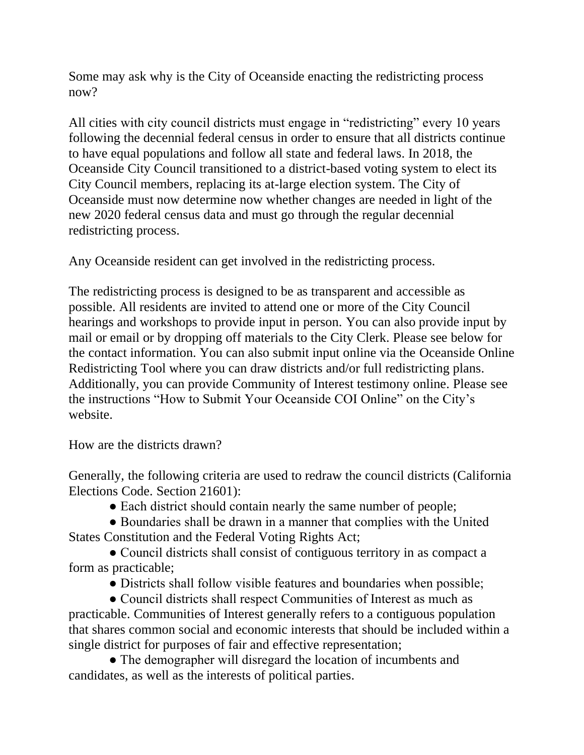Some may ask why is the City of Oceanside enacting the redistricting process now?

All cities with city council districts must engage in "redistricting" every 10 years following the decennial federal census in order to ensure that all districts continue to have equal populations and follow all state and federal laws. In 2018, the Oceanside City Council transitioned to a district-based voting system to elect its City Council members, replacing its at-large election system. The City of Oceanside must now determine now whether changes are needed in light of the new 2020 federal census data and must go through the regular decennial redistricting process.

Any Oceanside resident can get involved in the redistricting process.

The redistricting process is designed to be as transparent and accessible as possible. All residents are invited to attend one or more of the City Council hearings and workshops to provide input in person. You can also provide input by mail or email or by dropping off materials to the City Clerk. Please see below for the contact information. You can also submit input online via the Oceanside Online Redistricting Tool where you can draw districts and/or full redistricting plans. Additionally, you can provide Community of Interest testimony online. Please see the instructions "How to Submit Your Oceanside COI Online" on the City's website.

How are the districts drawn?

Generally, the following criteria are used to redraw the council districts (California Elections Code. Section 21601):

- Each district should contain nearly the same number of people;
- Boundaries shall be drawn in a manner that complies with the United States Constitution and the Federal Voting Rights Act;
- Council districts shall consist of contiguous territory in as compact a form as practicable;
- Districts shall follow visible features and boundaries when possible;
- Council districts shall respect Communities of Interest as much as practicable. Communities of Interest generally refers to a contiguous population that shares common social and economic interests that should be included within a single district for purposes of fair and effective representation;
- The demographer will disregard the location of incumbents and candidates, as well as the interests of political parties.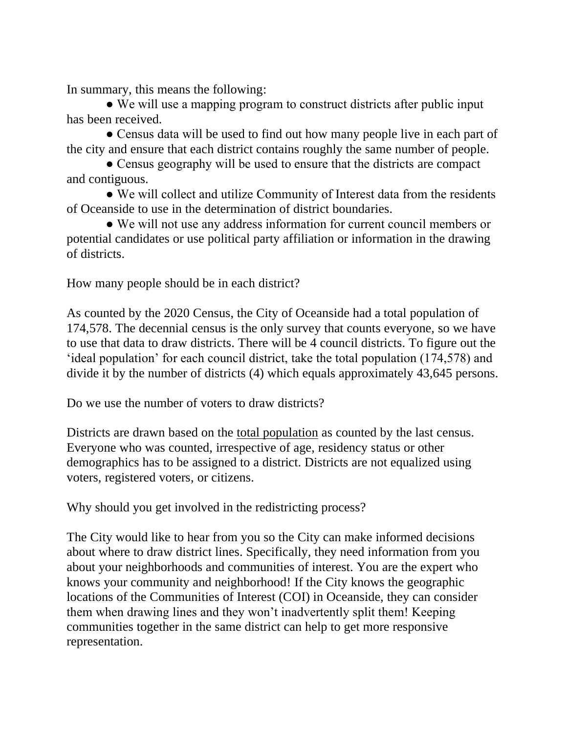In summary, this means the following:

- We will use a mapping program to construct districts after public input has been received.
- Census data will be used to find out how many people live in each part of the city and ensure that each district contains roughly the same number of people.
- Census geography will be used to ensure that the districts are compact and contiguous.
- We will collect and utilize Community of Interest data from the residents of Oceanside to use in the determination of district boundaries.
- We will not use any address information for current council members or potential candidates or use political party affiliation or information in the drawing of districts.

How many people should be in each district?

As counted by the 2020 Census, the City of Oceanside had a total population of 174,578. The decennial census is the only survey that counts everyone, so we have to use that data to draw districts. There will be 4 council districts. To figure out the 'ideal population' for each council district, take the total population (174,578) and divide it by the number of districts (4) which equals approximately 43,645 persons.

Do we use the number of voters to draw districts?

Districts are drawn based on the <u>total population</u> as counted by the last census. Everyone who was counted, irrespective of age, residency status or other demographics has to be assigned to a district. Districts are not equalized using voters, registered voters, or citizens.

Why should you get involved in the redistricting process?

The City would like to hear from you so the City can make informed decisions about where to draw district lines. Specifically, they need information from you about your neighborhoods and communities of interest. You are the expert who knows your community and neighborhood! If the City knows the geographic locations of the Communities of Interest (COI) in Oceanside, they can consider them when drawing lines and they won't inadvertently split them! Keeping communities together in the same district can help to get more responsive representation.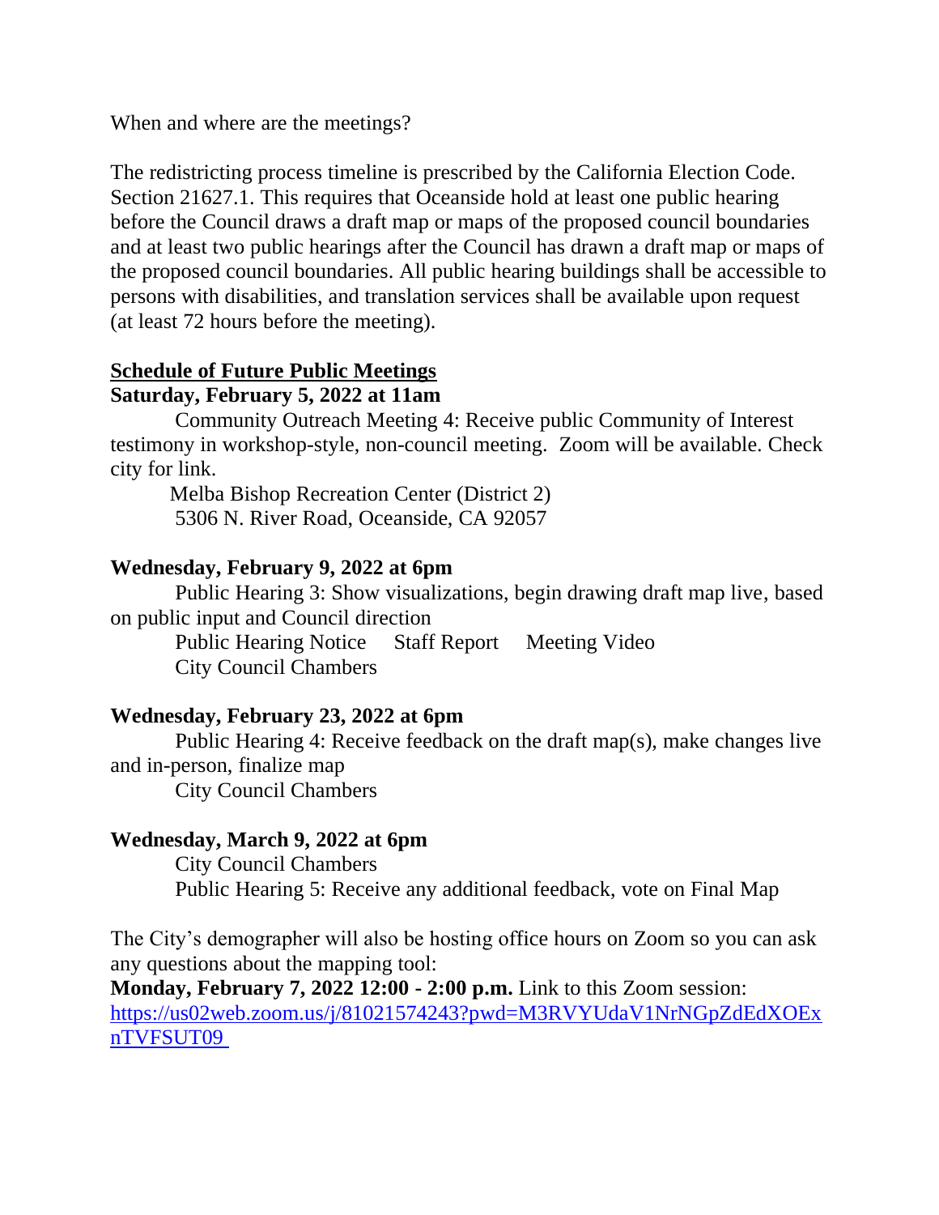When and where are the meetings?

The redistricting process timeline is prescribed by the California Election Code. Section 21627.1. This requires that Oceanside hold at least one public hearing before the Council draws a draft map or maps of the proposed council boundaries and at least two public hearings after the Council has drawn a draft map or maps of the proposed council boundaries. All public hearing buildings shall be accessible to persons with disabilities, and translation services shall be available upon request (at least 72 hours before the meeting).

**Schedule of Future Public Meetings**

**Saturday, February 5, 2022 at 11am**

Community Outreach Meeting 4: Receive public Community of Interest testimony in workshop-style, non-council meeting. Zoom will be available. Check city for link.

Melba Bishop Recreation Center (District 2)
5306 N. River Road, Oceanside, CA 92057

**Wednesday, February 9, 2022 at 6pm**

Public Hearing 3: Show visualizations, begin drawing draft map live, based on public input and Council direction

Public Hearing Notice    Staff Report    Meeting Video

City Council Chambers

**Wednesday, February 23, 2022 at 6pm**

Public Hearing 4: Receive feedback on the draft map(s), make changes live and in-person, finalize map

City Council Chambers

**Wednesday, March 9, 2022 at 6pm**

City Council Chambers

Public Hearing 5: Receive any additional feedback, vote on Final Map

The City's demographer will also be hosting office hours on Zoom so you can ask any questions about the mapping tool:

**Monday, February 7, 2022 12:00 - 2:00 p.m.** Link to this Zoom session: https://us02web.zoom.us/j/81021574243?pwd=M3RVYUdaV1NrNGpZdEdXOExnTVFSUT09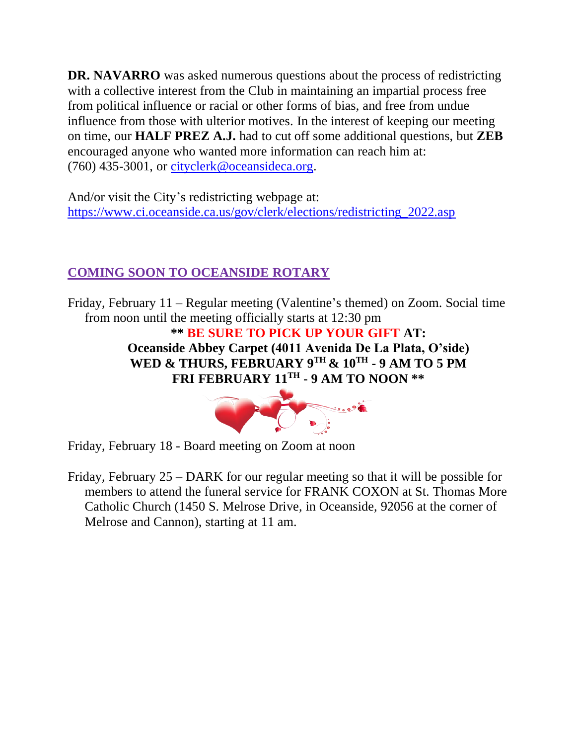**DR. NAVARRO** was asked numerous questions about the process of redistricting with a collective interest from the Club in maintaining an impartial process free from political influence or racial or other forms of bias, and free from undue influence from those with ulterior motives. In the interest of keeping our meeting on time, our **HALF PREZ A.J.** had to cut off some additional questions, but **ZEB** encouraged anyone who wanted more information can reach him at: (760) 435-3001, or [cityclerk@oceansideca.org](mailto:cityclerk@oceansideca.org).

And/or visit the City's redistricting webpage at: [https://www.ci.oceanside.ca.us/gov/clerk/elections/redistricting_2022.asp](https://www.ci.oceanside.ca.us/gov/clerk/elections/redistricting_2022.asp)

## COMING SOON TO OCEANSIDE ROTARY

Friday, February 11 – Regular meeting (Valentine's themed) on Zoom. Social time from noon until the meeting officially starts at 12:30 pm

**\*\* BE SURE TO PICK UP YOUR GIFT AT:**
**Oceanside Abbey Carpet (4011 Avenida De La Plata, O'side)**
**WED & THURS, FEBRUARY 9TH & 10TH - 9 AM TO 5 PM**
**FRI FEBRUARY 11TH - 9 AM TO NOON \*\***

Friday, February 18 - Board meeting on Zoom at noon

Friday, February 25 – DARK for our regular meeting so that it will be possible for members to attend the funeral service for FRANK COXON at St. Thomas More Catholic Church (1450 S. Melrose Drive, in Oceanside, 92056 at the corner of Melrose and Cannon), starting at 11 am.